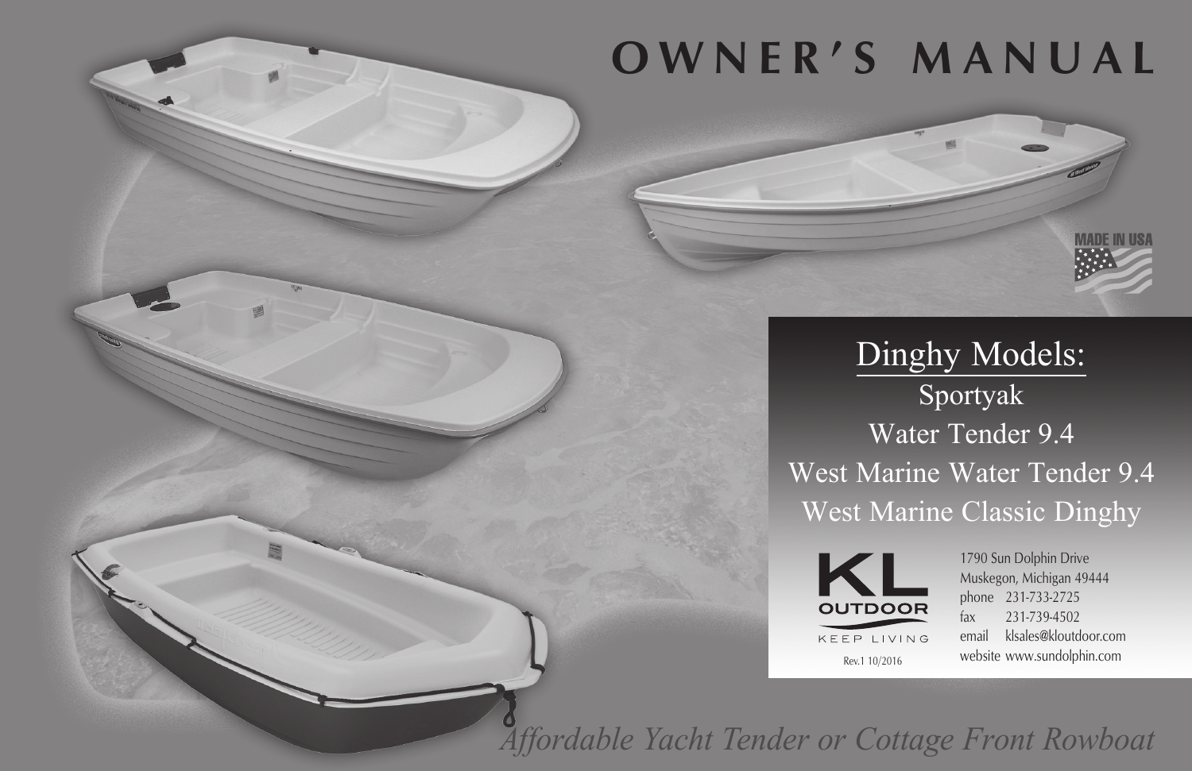# OWNER'S MANUAL

MADE IN USA

## Dinghy Models:

Sportyak

Water Tender 9.4

West Marine Water Tender 9.4

West Marine Classic Dinghy

KL OUTDOOR

KEEP LIVING

Rev.1 10/2016

1790 Sun Dolphin Drive
Muskegon, Michigan 49444
phone 231-733-2725
fax 231-739-4502
email klsales@kloutdoor.com
website www.sundolphin.com

*Affordable Yacht Tender or Cottage Front Rowboat*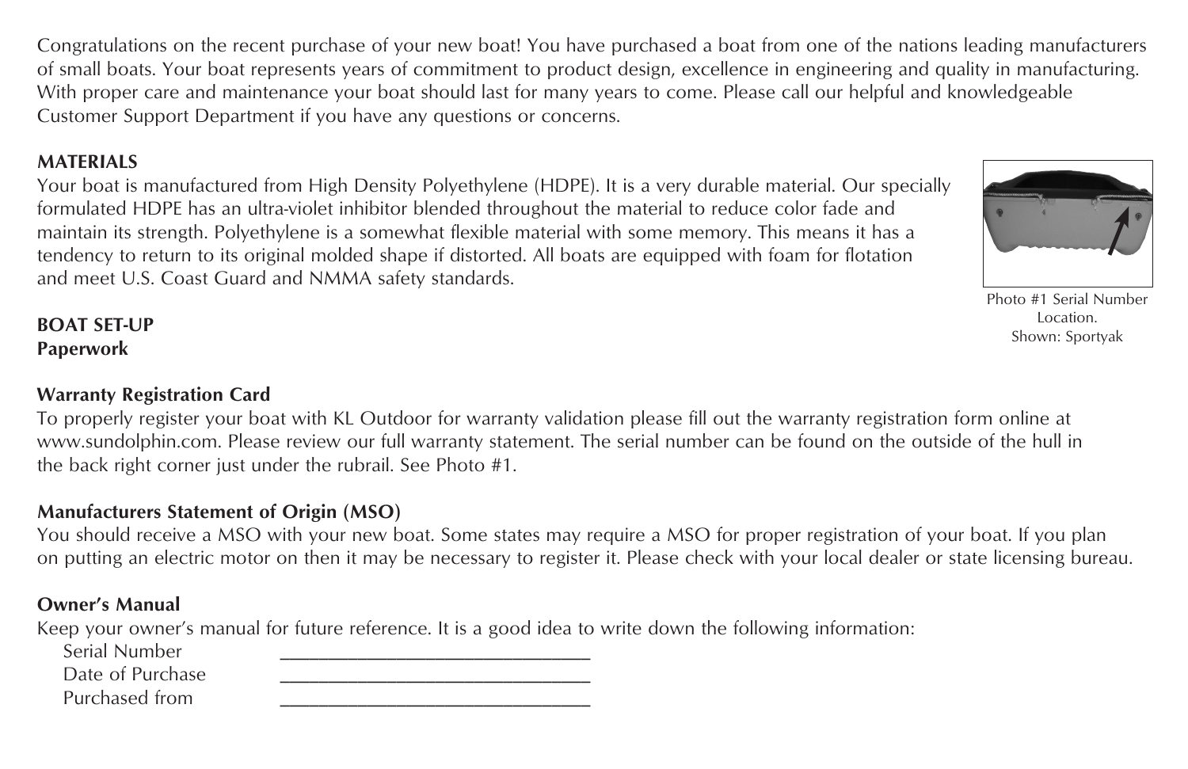Congratulations on the recent purchase of your new boat! You have purchased a boat from one of the nations leading manufacturers of small boats. Your boat represents years of commitment to product design, excellence in engineering and quality in manufacturing. With proper care and maintenance your boat should last for many years to come. Please call our helpful and knowledgeable Customer Support Department if you have any questions or concerns.

## MATERIALS

Your boat is manufactured from High Density Polyethylene (HDPE). It is a very durable material. Our specially formulated HDPE has an ultra-violet inhibitor blended throughout the material to reduce color fade and maintain its strength. Polyethylene is a somewhat flexible material with some memory. This means it has a tendency to return to its original molded shape if distorted. All boats are equipped with foam for flotation and meet U.S. Coast Guard and NMMA safety standards.

Photo #1 Serial Number Location.
Shown: Sportyak

## BOAT SET-UP

### Paperwork

### Warranty Registration Card

To properly register your boat with KL Outdoor for warranty validation please fill out the warranty registration form online at www.sundolphin.com. Please review our full warranty statement. The serial number can be found on the outside of the hull in the back right corner just under the rubrail. See Photo #1.

### Manufacturers Statement of Origin (MSO)

You should receive a MSO with your new boat. Some states may require a MSO for proper registration of your boat. If you plan on putting an electric motor on then it may be necessary to register it. Please check with your local dealer or state licensing bureau.

### Owner's Manual

Keep your owner's manual for future reference. It is a good idea to write down the following information:

Serial Number ______________________________

Date of Purchase ______________________________

Purchased from ______________________________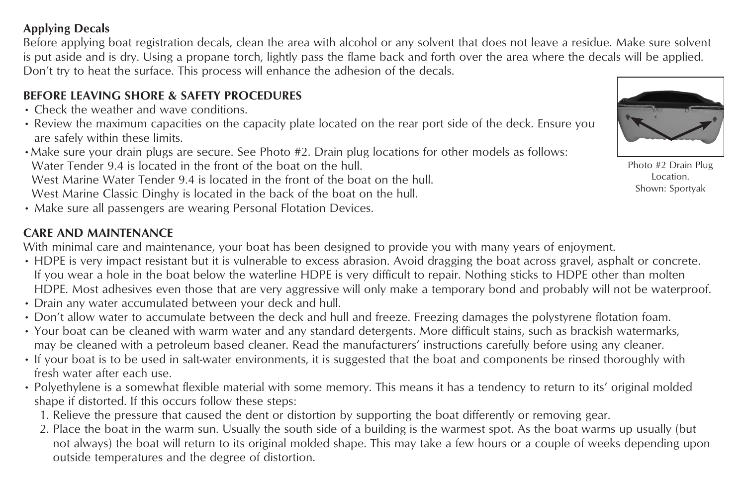## Applying Decals

Before applying boat registration decals, clean the area with alcohol or any solvent that does not leave a residue. Make sure solvent is put aside and is dry. Using a propane torch, lightly pass the flame back and forth over the area where the decals will be applied. Don't try to heat the surface. This process will enhance the adhesion of the decals.

## BEFORE LEAVING SHORE & SAFETY PROCEDURES

- Check the weather and wave conditions.
- Review the maximum capacities on the capacity plate located on the rear port side of the deck. Ensure you are safely within these limits.
- Make sure your drain plugs are secure. See Photo #2. Drain plug locations for other models as follows:
  Water Tender 9.4 is located in the front of the boat on the hull.
  West Marine Water Tender 9.4 is located in the front of the boat on the hull.
  West Marine Classic Dinghy is located in the back of the boat on the hull.
- Make sure all passengers are wearing Personal Flotation Devices.

Photo #2 Drain Plug Location.
Shown: Sportyak

## CARE AND MAINTENANCE

With minimal care and maintenance, your boat has been designed to provide you with many years of enjoyment.

- HDPE is very impact resistant but it is vulnerable to excess abrasion. Avoid dragging the boat across gravel, asphalt or concrete. If you wear a hole in the boat below the waterline HDPE is very difficult to repair. Nothing sticks to HDPE other than molten HDPE. Most adhesives even those that are very aggressive will only make a temporary bond and probably will not be waterproof.
- Drain any water accumulated between your deck and hull.
- Don't allow water to accumulate between the deck and hull and freeze. Freezing damages the polystyrene flotation foam.
- Your boat can be cleaned with warm water and any standard detergents. More difficult stains, such as brackish watermarks, may be cleaned with a petroleum based cleaner. Read the manufacturers' instructions carefully before using any cleaner.
- If your boat is to be used in salt-water environments, it is suggested that the boat and components be rinsed thoroughly with fresh water after each use.
- Polyethylene is a somewhat flexible material with some memory. This means it has a tendency to return to its' original molded shape if distorted. If this occurs follow these steps:
  1. Relieve the pressure that caused the dent or distortion by supporting the boat differently or removing gear.
  2. Place the boat in the warm sun. Usually the south side of a building is the warmest spot. As the boat warms up usually (but not always) the boat will return to its original molded shape. This may take a few hours or a couple of weeks depending upon outside temperatures and the degree of distortion.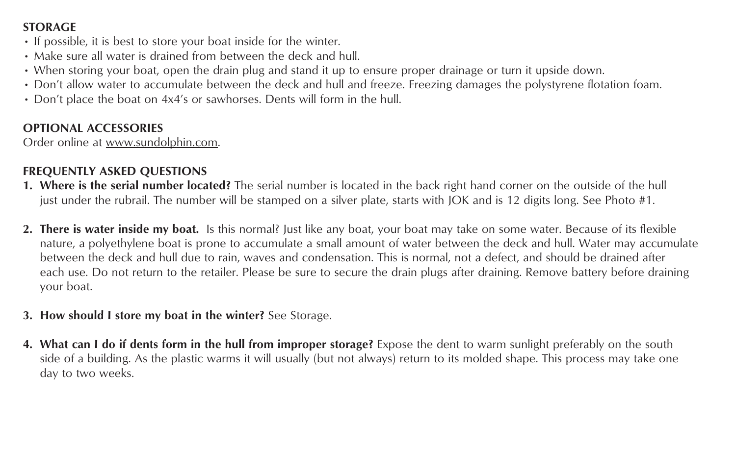## STORAGE

- If possible, it is best to store your boat inside for the winter.
- Make sure all water is drained from between the deck and hull.
- When storing your boat, open the drain plug and stand it up to ensure proper drainage or turn it upside down.
- Don't allow water to accumulate between the deck and hull and freeze. Freezing damages the polystyrene flotation foam.
- Don't place the boat on 4x4's or sawhorses. Dents will form in the hull.

## OPTIONAL ACCESSORIES

Order online at www.sundolphin.com.

## FREQUENTLY ASKED QUESTIONS

1. **Where is the serial number located?** The serial number is located in the back right hand corner on the outside of the hull just under the rubrail. The number will be stamped on a silver plate, starts with JOK and is 12 digits long. See Photo #1.

2. **There is water inside my boat.** Is this normal? Just like any boat, your boat may take on some water. Because of its flexible nature, a polyethylene boat is prone to accumulate a small amount of water between the deck and hull. Water may accumulate between the deck and hull due to rain, waves and condensation. This is normal, not a defect, and should be drained after each use. Do not return to the retailer. Please be sure to secure the drain plugs after draining. Remove battery before draining your boat.

3. **How should I store my boat in the winter?** See Storage.

4. **What can I do if dents form in the hull from improper storage?** Expose the dent to warm sunlight preferably on the south side of a building. As the plastic warms it will usually (but not always) return to its molded shape. This process may take one day to two weeks.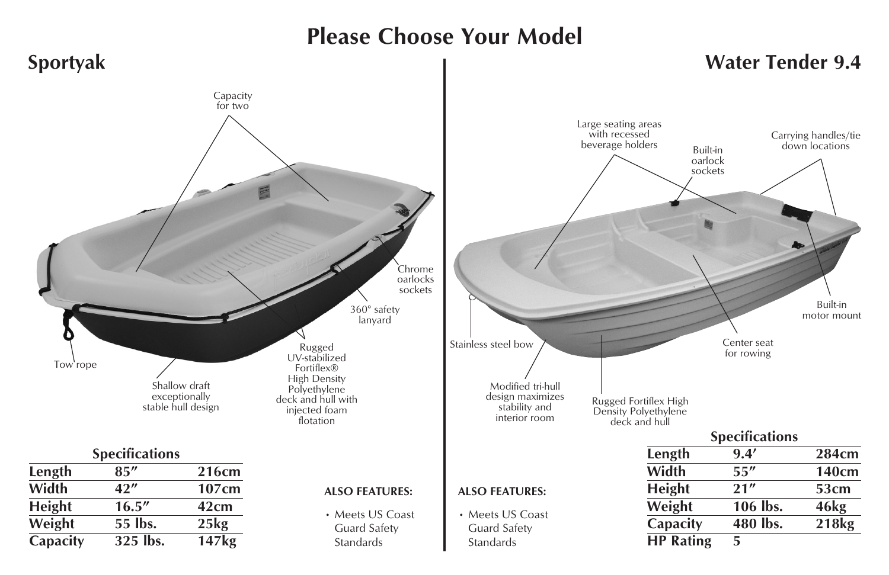# Please Choose Your Model

## Sportyak

Capacity for two

Chrome oarlocks sockets

360° safety lanyard

Tow rope

Shallow draft exceptionally stable hull design

Rugged UV-stabilized Fortiflex® High Density Polyethylene deck and hull with injected foam flotation

### Specifications

| Specifications | | |
|---|---|---|
| Length | 85″ | 216cm |
| Width | 42″ | 107cm |
| Height | 16.5″ | 42cm |
| Weight | 55 lbs. | 25kg |
| Capacity | 325 lbs. | 147kg |

**ALSO FEATURES:**

- Meets US Coast Guard Safety Standards

## Water Tender 9.4

Large seating areas with recessed beverage holders

Built-in oarlock sockets

Carrying handles/tie down locations

Built-in motor mount

Stainless steel bow

Center seat for rowing

Modified tri-hull design maximizes stability and interior room

Rugged Fortiflex High Density Polyethylene deck and hull

**ALSO FEATURES:**

- Meets US Coast Guard Safety Standards

### Specifications

| Specifications | | |
|---|---|---|
| Length | 9.4′ | 284cm |
| Width | 55″ | 140cm |
| Height | 21″ | 53cm |
| Weight | 106 lbs. | 46kg |
| Capacity | 480 lbs. | 218kg |
| HP Rating | 5 | |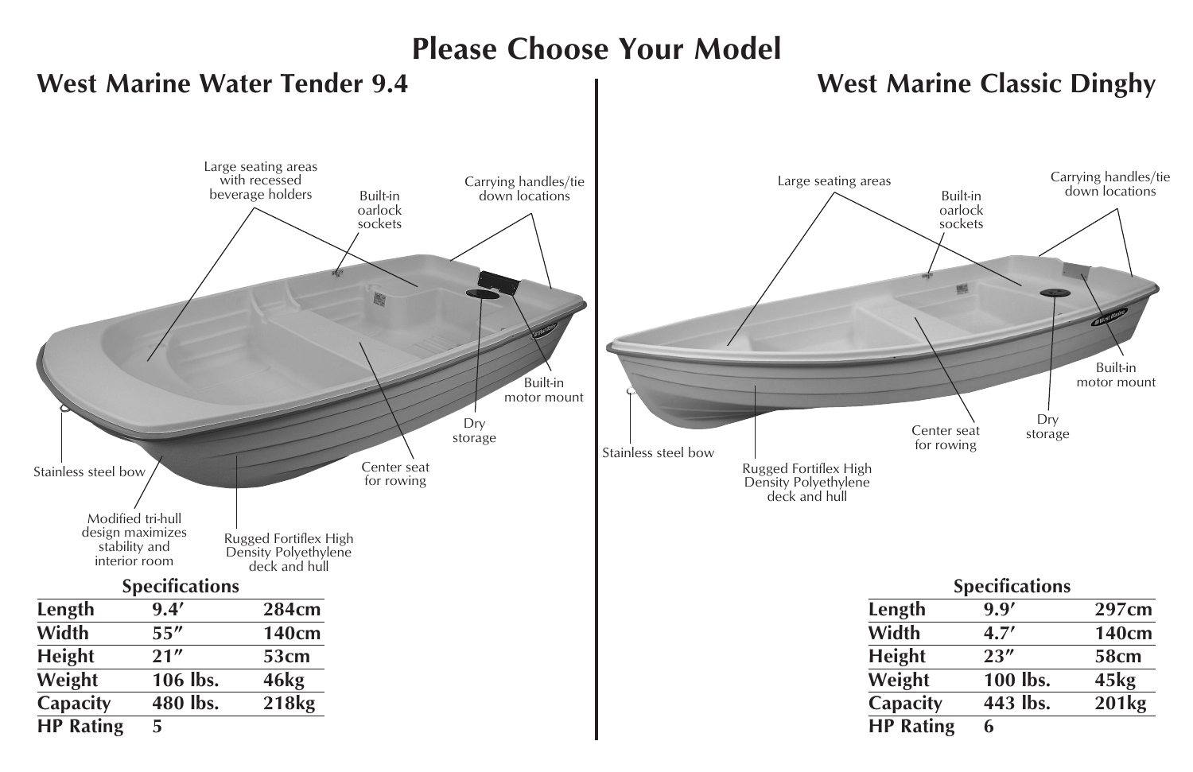# Please Choose Your Model

## West Marine Water Tender 9.4

Large seating areas with recessed beverage holders

Built-in oarlock sockets

Carrying handles/tie down locations

Built-in motor mount

Dry storage

Center seat for rowing

Stainless steel bow

Modified tri-hull design maximizes stability and interior room

Rugged Fortiflex High Density Polyethylene deck and hull

**Specifications**

| | | |
|---|---|---|
| **Length** | **9.4′** | **284cm** |
| **Width** | **55″** | **140cm** |
| **Height** | **21″** | **53cm** |
| **Weight** | **106 lbs.** | **46kg** |
| **Capacity** | **480 lbs.** | **218kg** |
| **HP Rating** | **5** | |

## West Marine Classic Dinghy

Large seating areas

Built-in oarlock sockets

Carrying handles/tie down locations

Built-in motor mount

Dry storage

Center seat for rowing

Stainless steel bow

Rugged Fortiflex High Density Polyethylene deck and hull

**Specifications**

| | | |
|---|---|---|
| **Length** | **9.9′** | **297cm** |
| **Width** | **4.7′** | **140cm** |
| **Height** | **23″** | **58cm** |
| **Weight** | **100 lbs.** | **45kg** |
| **Capacity** | **443 lbs.** | **201kg** |
| **HP Rating** | **6** | |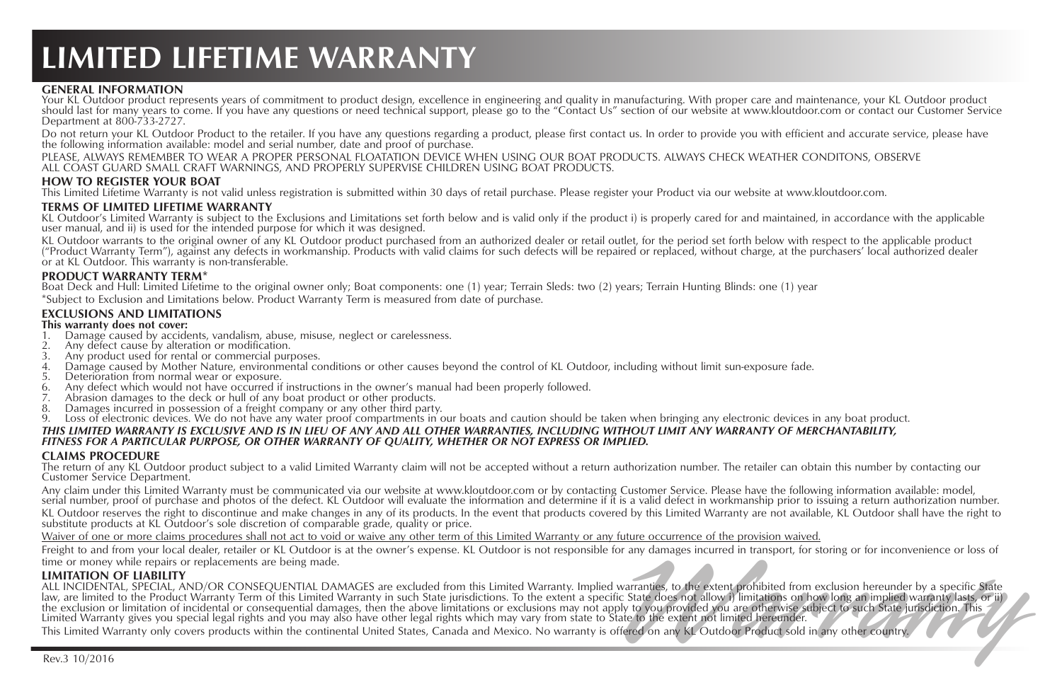# LIMITED LIFETIME WARRANTY

### GENERAL INFORMATION

Your KL Outdoor product represents years of commitment to product design, excellence in engineering and quality in manufacturing. With proper care and maintenance, your KL Outdoor product should last for many years to come. If you have any questions or need technical support, please go to the "Contact Us" section of our website at www.kloutdoor.com or contact our Customer Service Department at 800-733-2727.

Do not return your KL Outdoor Product to the retailer. If you have any questions regarding a product, please first contact us. In order to provide you with efficient and accurate service, please have the following information available: model and serial number, date and proof of purchase.

PLEASE, ALWAYS REMEMBER TO WEAR A PROPER PERSONAL FLOATATION DEVICE WHEN USING OUR BOAT PRODUCTS. ALWAYS CHECK WEATHER CONDITONS, OBSERVE ALL COAST GUARD SMALL CRAFT WARNINGS, AND PROPERLY SUPERVISE CHILDREN USING BOAT PRODUCTS.

### HOW TO REGISTER YOUR BOAT

This Limited Lifetime Warranty is not valid unless registration is submitted within 30 days of retail purchase. Please register your Product via our website at www.kloutdoor.com.

### TERMS OF LIMITED LIFETIME WARRANTY

KL Outdoor's Limited Warranty is subject to the Exclusions and Limitations set forth below and is valid only if the product i) is properly cared for and maintained, in accordance with the applicable user manual, and ii) is used for the intended purpose for which it was designed.

KL Outdoor warrants to the original owner of any KL Outdoor product purchased from an authorized dealer or retail outlet, for the period set forth below with respect to the applicable product ("Product Warranty Term"), against any defects in workmanship. Products with valid claims for such defects will be repaired or replaced, without charge, at the purchasers' local authorized dealer or at KL Outdoor. This warranty is non-transferable.

### PRODUCT WARRANTY TERM*

Boat Deck and Hull: Limited Lifetime to the original owner only; Boat components: one (1) year; Terrain Sleds: two (2) years; Terrain Hunting Blinds: one (1) year

*Subject to Exclusion and Limitations below. Product Warranty Term is measured from date of purchase.

### EXCLUSIONS AND LIMITATIONS

**This warranty does not cover:**

1. Damage caused by accidents, vandalism, abuse, misuse, neglect or carelessness.
2. Any defect cause by alteration or modification.
3. Any product used for rental or commercial purposes.
4. Damage caused by Mother Nature, environmental conditions or other causes beyond the control of KL Outdoor, including without limit sun-exposure fade.
5. Deterioration from normal wear or exposure.
6. Any defect which would not have occurred if instructions in the owner's manual had been properly followed.
7. Abrasion damages to the deck or hull of any boat product or other products.
8. Damages incurred in possession of a freight company or any other third party.
9. Loss of electronic devices. We do not have any water proof compartments in our boats and caution should be taken when bringing any electronic devices in any boat product.

***THIS LIMITED WARRANTY IS EXCLUSIVE AND IS IN LIEU OF ANY AND ALL OTHER WARRANTIES, INCLUDING WITHOUT LIMIT ANY WARRANTY OF MERCHANTABILITY, FITNESS FOR A PARTICULAR PURPOSE, OR OTHER WARRANTY OF QUALITY, WHETHER OR NOT EXPRESS OR IMPLIED.***

### CLAIMS PROCEDURE

The return of any KL Outdoor product subject to a valid Limited Warranty claim will not be accepted without a return authorization number. The retailer can obtain this number by contacting our Customer Service Department.

Any claim under this Limited Warranty must be communicated via our website at www.kloutdoor.com or by contacting Customer Service. Please have the following information available: model, serial number, proof of purchase and photos of the defect. KL Outdoor will evaluate the information and determine if it is a valid defect in workmanship prior to issuing a return authorization number.

KL Outdoor reserves the right to discontinue and make changes in any of its products. In the event that products covered by this Limited Warranty are not available, KL Outdoor shall have the right to substitute products at KL Outdoor's sole discretion of comparable grade, quality or price.

<u>Waiver of one or more claims procedures shall not act to void or waive any other term of this Limited Warranty or any future occurrence of the provision waived.</u>

Freight to and from your local dealer, retailer or KL Outdoor is at the owner's expense. KL Outdoor is not responsible for any damages incurred in transport, for storing or for inconvenience or loss of time or money while repairs or replacements are being made.

### LIMITATION OF LIABILITY

ALL INCIDENTAL, SPECIAL, AND/OR CONSEQUENTIAL DAMAGES are excluded from this Limited Warranty. Implied warranties, to the extent prohibited from exclusion hereunder by a specific State law, are limited to the Product Warranty Term of this Limited Warranty in such State jurisdictions. To the extent a specific State does not allow i) limitations on how long an implied warranty lasts, or ii) the exclusion or limitation of incidental or consequential damages, then the above limitations or exclusions may not apply to you provided you are otherwise subject to such State jurisdiction. This Limited Warranty gives you special legal rights and you may also have other legal rights which may vary from state to State to the extent not limited hereunder.

This Limited Warranty only covers products within the continental United States, Canada and Mexico. No warranty is offered on any KL Outdoor Product sold in any other country.

Rev.3 10/2016